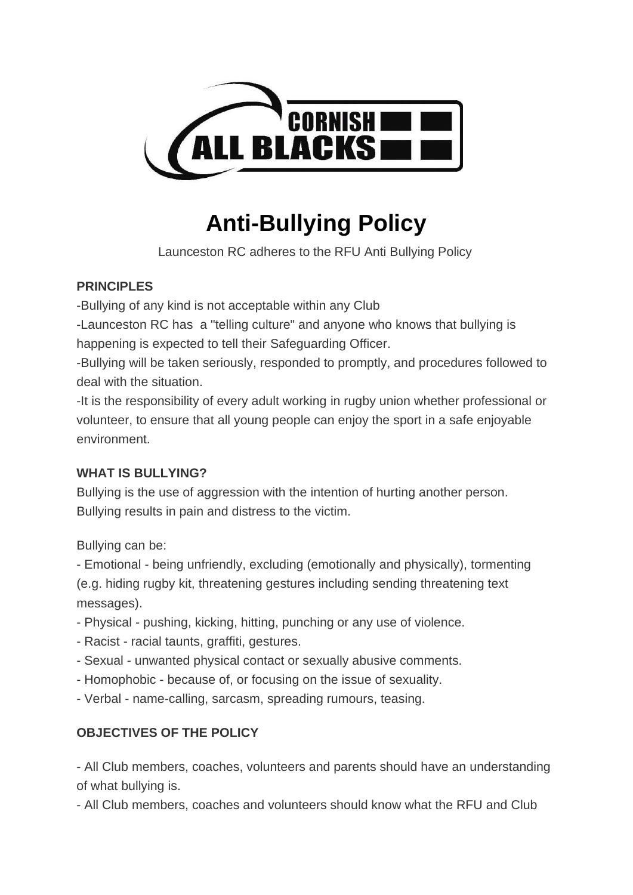# Anti-Bullying Policy

Launceston RC adheres to the RFU Anti Bullying Policy

**PRINCIPLES**

-Bullying of any kind is not acceptable within any Club

-Launceston RC has a "telling culture" and anyone who knows that bullying is happening is expected to tell their Safeguarding Officer.

-Bullying will be taken seriously, responded to promptly, and procedures followed to deal with the situation.

-It is the responsibility of every adult working in rugby union whether professional or volunteer, to ensure that all young people can enjoy the sport in a safe enjoyable environment.

**WHAT IS BULLYING?**

Bullying is the use of aggression with the intention of hurting another person. Bullying results in pain and distress to the victim.

Bullying can be:

- Emotional - being unfriendly, excluding (emotionally and physically), tormenting (e.g. hiding rugby kit, threatening gestures including sending threatening text messages).
- Physical - pushing, kicking, hitting, punching or any use of violence.
- Racist - racial taunts, graffiti, gestures.
- Sexual - unwanted physical contact or sexually abusive comments.
- Homophobic - because of, or focusing on the issue of sexuality.
- Verbal - name-calling, sarcasm, spreading rumours, teasing.

**OBJECTIVES OF THE POLICY**

- All Club members, coaches, volunteers and parents should have an understanding of what bullying is.
- All Club members, coaches and volunteers should know what the RFU and Club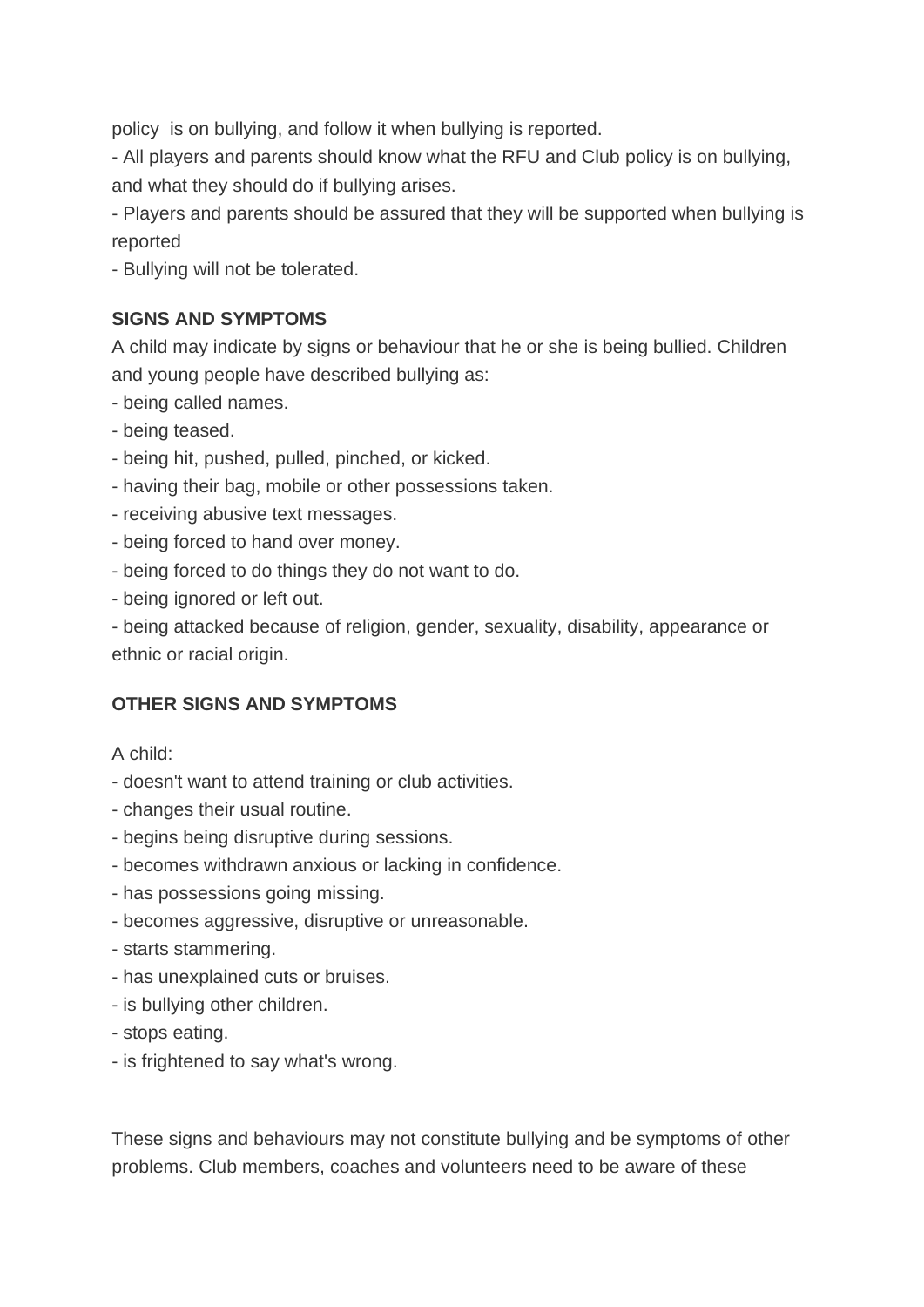policy is on bullying, and follow it when bullying is reported.

- All players and parents should know what the RFU and Club policy is on bullying, and what they should do if bullying arises.
- Players and parents should be assured that they will be supported when bullying is reported
- Bullying will not be tolerated.

**SIGNS AND SYMPTOMS**

A child may indicate by signs or behaviour that he or she is being bullied. Children and young people have described bullying as:

- being called names.
- being teased.
- being hit, pushed, pulled, pinched, or kicked.
- having their bag, mobile or other possessions taken.
- receiving abusive text messages.
- being forced to hand over money.
- being forced to do things they do not want to do.
- being ignored or left out.
- being attacked because of religion, gender, sexuality, disability, appearance or ethnic or racial origin.

**OTHER SIGNS AND SYMPTOMS**

A child:

- doesn't want to attend training or club activities.
- changes their usual routine.
- begins being disruptive during sessions.
- becomes withdrawn anxious or lacking in confidence.
- has possessions going missing.
- becomes aggressive, disruptive or unreasonable.
- starts stammering.
- has unexplained cuts or bruises.
- is bullying other children.
- stops eating.
- is frightened to say what's wrong.

These signs and behaviours may not constitute bullying and be symptoms of other problems. Club members, coaches and volunteers need to be aware of these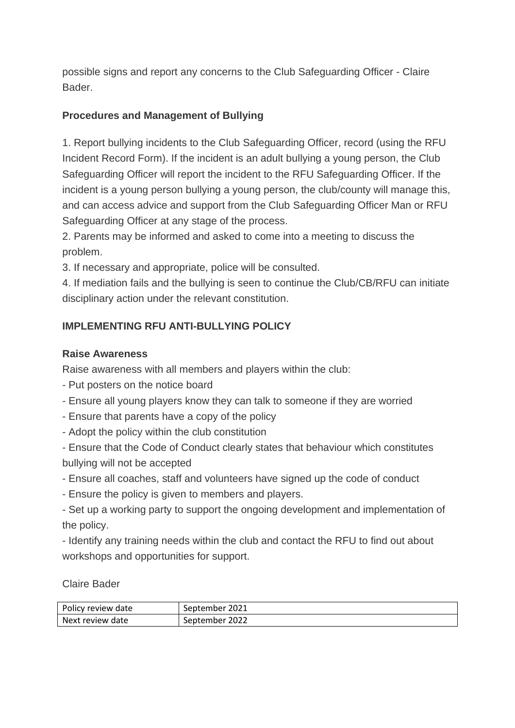possible signs and report any concerns to the Club Safeguarding Officer - Claire Bader.

**Procedures and Management of Bullying**

1. Report bullying incidents to the Club Safeguarding Officer, record (using the RFU Incident Record Form). If the incident is an adult bullying a young person, the Club Safeguarding Officer will report the incident to the RFU Safeguarding Officer. If the incident is a young person bullying a young person, the club/county will manage this, and can access advice and support from the Club Safeguarding Officer Man or RFU Safeguarding Officer at any stage of the process.
2. Parents may be informed and asked to come into a meeting to discuss the problem.
3. If necessary and appropriate, police will be consulted.
4. If mediation fails and the bullying is seen to continue the Club/CB/RFU can initiate disciplinary action under the relevant constitution.

**IMPLEMENTING RFU ANTI-BULLYING POLICY**

**Raise Awareness**

Raise awareness with all members and players within the club:

- Put posters on the notice board
- Ensure all young players know they can talk to someone if they are worried
- Ensure that parents have a copy of the policy
- Adopt the policy within the club constitution
- Ensure that the Code of Conduct clearly states that behaviour which constitutes bullying will not be accepted
- Ensure all coaches, staff and volunteers have signed up the code of conduct
- Ensure the policy is given to members and players.
- Set up a working party to support the ongoing development and implementation of the policy.
- Identify any training needs within the club and contact the RFU to find out about workshops and opportunities for support.

Claire Bader

| | |
|---|---|
| Policy review date | September 2021 |
| Next review date | September 2022 |